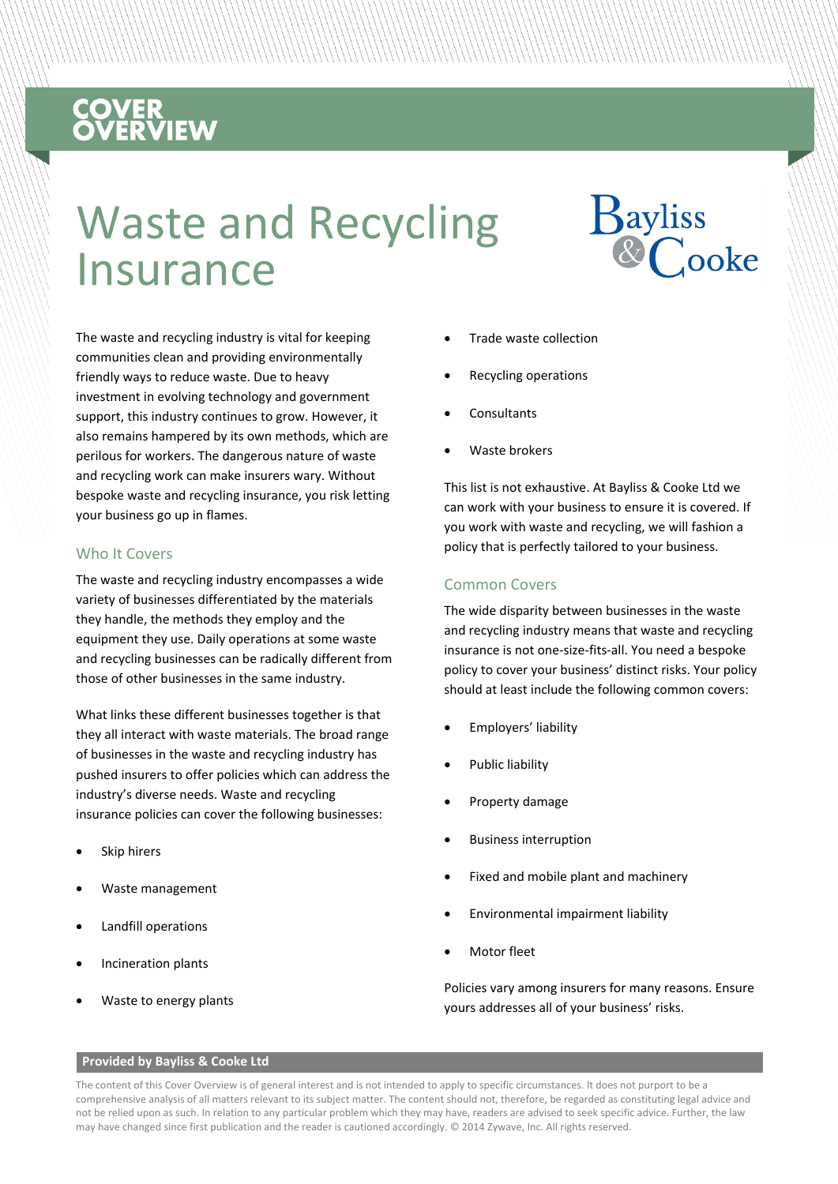COVER OVERVIEW

# Waste and Recycling Insurance

Bayliss & Cooke

The waste and recycling industry is vital for keeping communities clean and providing environmentally friendly ways to reduce waste. Due to heavy investment in evolving technology and government support, this industry continues to grow. However, it also remains hampered by its own methods, which are perilous for workers. The dangerous nature of waste and recycling work can make insurers wary. Without bespoke waste and recycling insurance, you risk letting your business go up in flames.

## Who It Covers

The waste and recycling industry encompasses a wide variety of businesses differentiated by the materials they handle, the methods they employ and the equipment they use. Daily operations at some waste and recycling businesses can be radically different from those of other businesses in the same industry.

What links these different businesses together is that they all interact with waste materials. The broad range of businesses in the waste and recycling industry has pushed insurers to offer policies which can address the industry's diverse needs. Waste and recycling insurance policies can cover the following businesses:

- Skip hirers
- Waste management
- Landfill operations
- Incineration plants
- Waste to energy plants
- Trade waste collection
- Recycling operations
- Consultants
- Waste brokers

This list is not exhaustive. At Bayliss & Cooke Ltd we can work with your business to ensure it is covered. If you work with waste and recycling, we will fashion a policy that is perfectly tailored to your business.

## Common Covers

The wide disparity between businesses in the waste and recycling industry means that waste and recycling insurance is not one-size-fits-all. You need a bespoke policy to cover your business' distinct risks. Your policy should at least include the following common covers:

- Employers' liability
- Public liability
- Property damage
- Business interruption
- Fixed and mobile plant and machinery
- Environmental impairment liability
- Motor fleet

Policies vary among insurers for many reasons. Ensure yours addresses all of your business' risks.

**Provided by Bayliss & Cooke Ltd**

The content of this Cover Overview is of general interest and is not intended to apply to specific circumstances. It does not purport to be a comprehensive analysis of all matters relevant to its subject matter. The content should not, therefore, be regarded as constituting legal advice and not be relied upon as such. In relation to any particular problem which they may have, readers are advised to seek specific advice. Further, the law may have changed since first publication and the reader is cautioned accordingly. © 2014 Zywave, Inc. All rights reserved.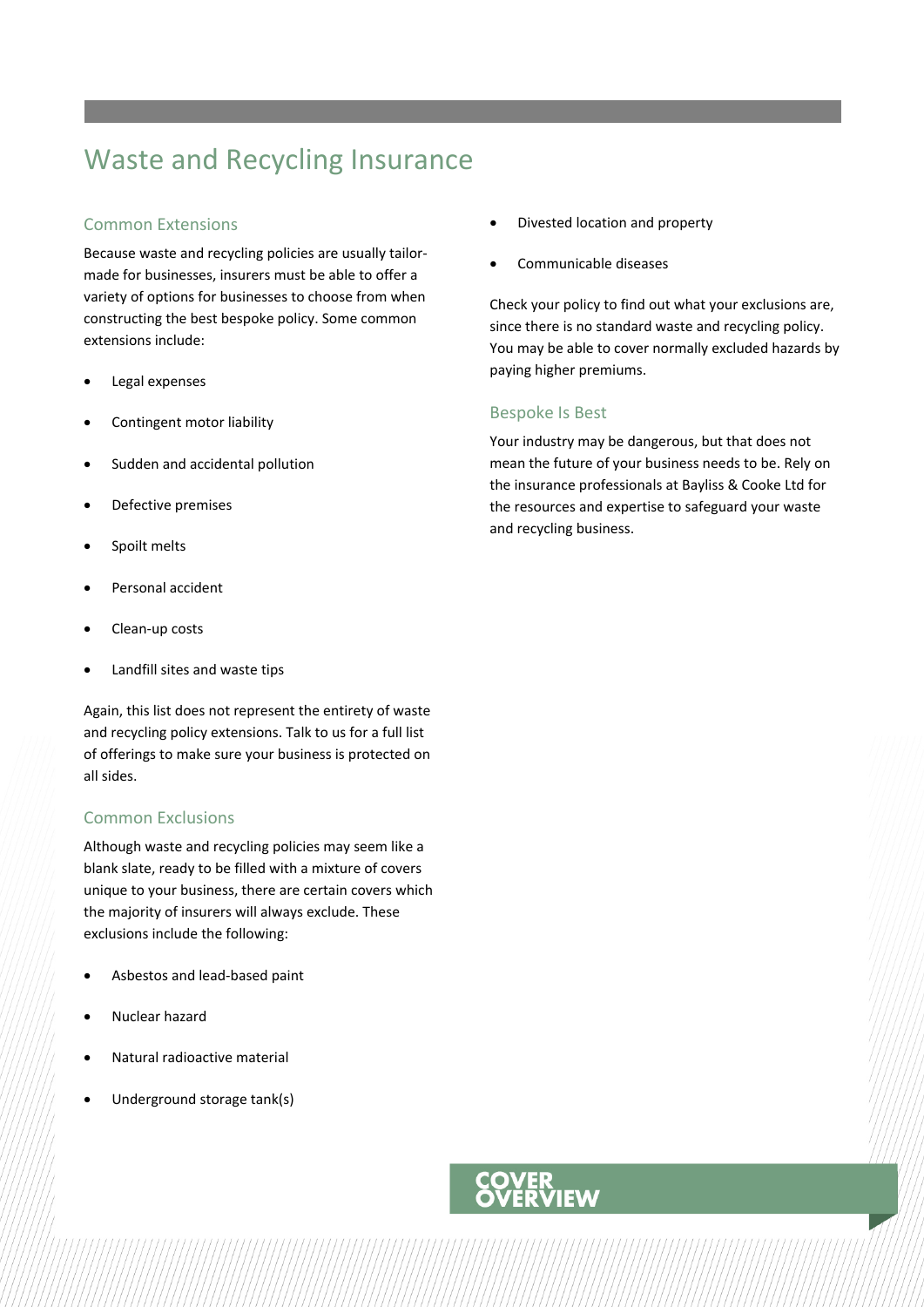# Waste and Recycling Insurance

## Common Extensions

Because waste and recycling policies are usually tailor-made for businesses, insurers must be able to offer a variety of options for businesses to choose from when constructing the best bespoke policy. Some common extensions include:

- Legal expenses
- Contingent motor liability
- Sudden and accidental pollution
- Defective premises
- Spoilt melts
- Personal accident
- Clean-up costs
- Landfill sites and waste tips

Again, this list does not represent the entirety of waste and recycling policy extensions. Talk to us for a full list of offerings to make sure your business is protected on all sides.

## Common Exclusions

Although waste and recycling policies may seem like a blank slate, ready to be filled with a mixture of covers unique to your business, there are certain covers which the majority of insurers will always exclude. These exclusions include the following:

- Asbestos and lead-based paint
- Nuclear hazard
- Natural radioactive material
- Underground storage tank(s)
- Divested location and property
- Communicable diseases

Check your policy to find out what your exclusions are, since there is no standard waste and recycling policy. You may be able to cover normally excluded hazards by paying higher premiums.

## Bespoke Is Best

Your industry may be dangerous, but that does not mean the future of your business needs to be. Rely on the insurance professionals at Bayliss & Cooke Ltd for the resources and expertise to safeguard your waste and recycling business.

COVER OVERVIEW